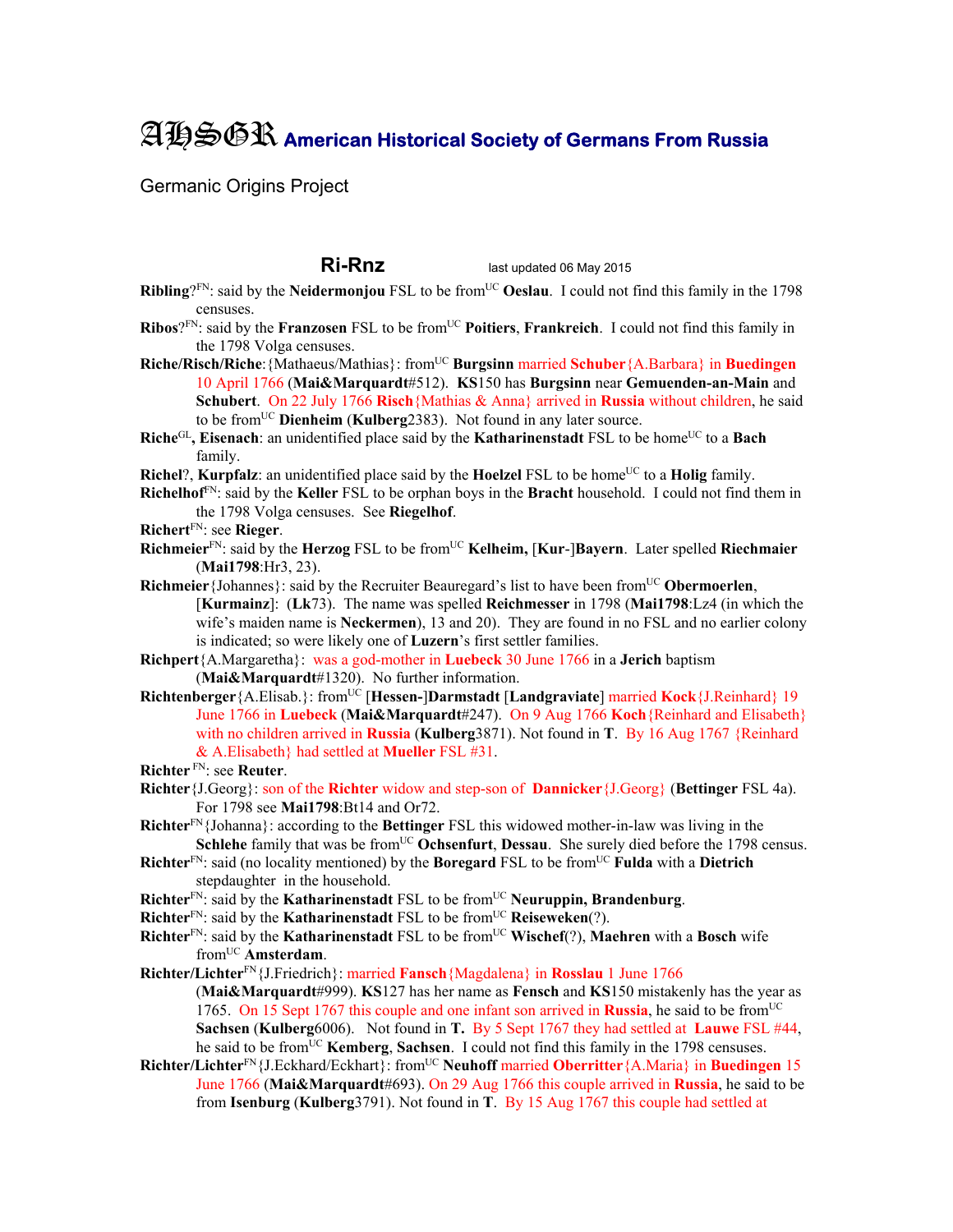# AHSGR American Historical Society of Germans From Russia

Germanic Origins Project

## Ri-Rnz

last updated 06 May 2015

**Ribling**?[FN]: said by the **Neidermonjou** FSL to be from[UC] **Oeslau**. I could not find this family in the 1798 censuses.

**Ribos**?[FN]: said by the **Franzosen** FSL to be from[UC] **Poitiers**, **Frankreich**. I could not find this family in the 1798 Volga censuses.

**Riche/Risch/Riche**:{Mathaeus/Mathias}: from[UC] **Burgsinn** married **Schuber**{A.Barbara} in **Buedingen** 10 April 1766 (**Mai&Marquardt**#512). **KS**150 has **Burgsinn** near **Gemuenden-an-Main** and **Schubert**. On 22 July 1766 **Risch**{Mathias & Anna} arrived in **Russia** without children, he said to be from[UC] **Dienheim** (**Kulberg**2383). Not found in any later source.

**Riche**[GL]**, Eisenach**: an unidentified place said by the **Katharinenstadt** FSL to be home[UC] to a **Bach** family.

**Richel**?, **Kurpfalz**: an unidentified place said by the **Hoelzel** FSL to be home[UC] to a **Holig** family.

**Richelhof**[FN]: said by the **Keller** FSL to be orphan boys in the **Bracht** household. I could not find them in the 1798 Volga censuses. See **Riegelhof**.

**Richert**[FN]: see **Rieger**.

**Richmeier**[FN]: said by the **Herzog** FSL to be from[UC] **Kelheim,** [**Kur**-]**Bayern**. Later spelled **Riechmaier** (**Mai1798**:Hr3, 23).

**Richmeier**{Johannes}: said by the Recruiter Beauregard's list to have been from[UC] **Obermoerlen**, [**Kurmainz**]: (**Lk**73). The name was spelled **Reichmesser** in 1798 (**Mai1798**:Lz4 (in which the wife's maiden name is **Neckermen**), 13 and 20). They are found in no FSL and no earlier colony is indicated; so were likely one of **Luzern**'s first settler families.

**Richpert**{A.Margaretha}: was a god-mother in **Luebeck** 30 June 1766 in a **Jerich** baptism (**Mai&Marquardt**#1320). No further information.

**Richtenberger**{A.Elisab.}: from[UC] [**Hessen-**]**Darmstadt** [**Landgraviate**] married **Kock**{J.Reinhard} 19 June 1766 in **Luebeck** (**Mai&Marquardt**#247). On 9 Aug 1766 **Koch**{Reinhard and Elisabeth} with no children arrived in **Russia** (**Kulberg**3871). Not found in **T**. By 16 Aug 1767 {Reinhard & A.Elisabeth} had settled at **Mueller** FSL #31.

**Richter** [FN]: see **Reuter**.

**Richter**{J.Georg}: son of the **Richter** widow and step-son of **Dannicker**{J.Georg} (**Bettinger** FSL 4a). For 1798 see **Mai1798**:Bt14 and Or72.

**Richter**[FN]{Johanna}: according to the **Bettinger** FSL this widowed mother-in-law was living in the **Schlehe** family that was be from[UC] **Ochsenfurt**, **Dessau**. She surely died before the 1798 census.

**Richter**[FN]: said (no locality mentioned) by the **Boregard** FSL to be from[UC] **Fulda** with a **Dietrich** stepdaughter in the household.

**Richter**[FN]: said by the **Katharinenstadt** FSL to be from[UC] **Neuruppin, Brandenburg**.

**Richter**[FN]: said by the **Katharinenstadt** FSL to be from[UC] **Reiseweken**(?).

**Richter**[FN]: said by the **Katharinenstadt** FSL to be from[UC] **Wischef**(?), **Maehren** with a **Bosch** wife from[UC] **Amsterdam**.

**Richter/Lichter**[FN]{J.Friedrich}: married **Fansch**{Magdalena} in **Rosslau** 1 June 1766 (**Mai&Marquardt**#999). **KS**127 has her name as **Fensch** and **KS**150 mistakenly has the year as 1765. On 15 Sept 1767 this couple and one infant son arrived in **Russia**, he said to be from[UC] **Sachsen** (**Kulberg**6006). Not found in **T.** By 5 Sept 1767 they had settled at **Lauwe** FSL #44, he said to be from[UC] **Kemberg**, **Sachsen**. I could not find this family in the 1798 censuses.

**Richter/Lichter**[FN]{J.Eckhard/Eckhart}: from[UC] **Neuhoff** married **Oberritter**{A.Maria} in **Buedingen** 15 June 1766 (**Mai&Marquardt**#693). On 29 Aug 1766 this couple arrived in **Russia**, he said to be from **Isenburg** (**Kulberg**3791). Not found in **T**. By 15 Aug 1767 this couple had settled at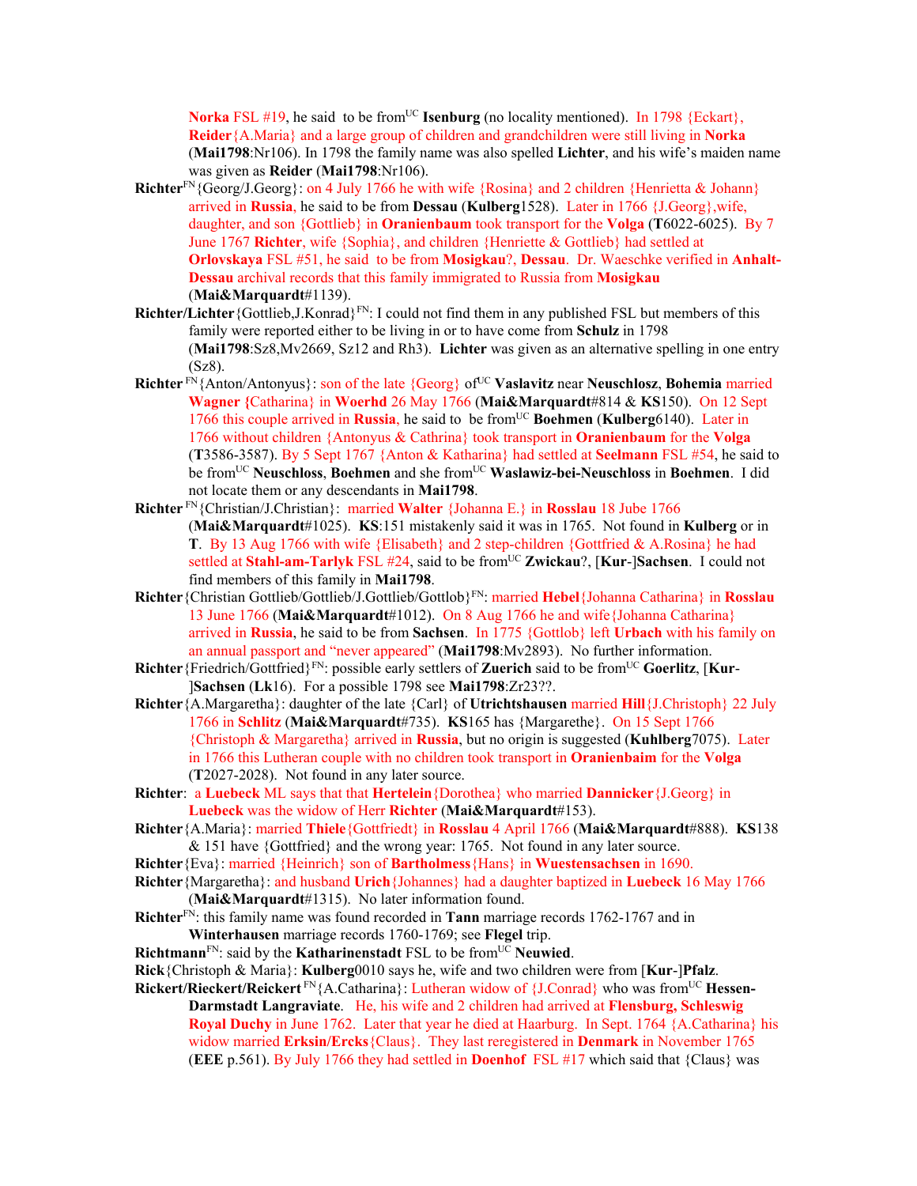**Norka** FSL #19, he said to be from[UC] **Isenburg** (no locality mentioned). In 1798 {Eckart}, **Reider**{A.Maria} and a large group of children and grandchildren were still living in **Norka** (**Mai1798**:Nr106). In 1798 the family name was also spelled **Lichter**, and his wife's maiden name was given as **Reider** (**Mai1798**:Nr106).

**Richter**[FN]{Georg/J.Georg}: on 4 July 1766 he with wife {Rosina} and 2 children {Henrietta & Johann} arrived in **Russia**, he said to be from **Dessau** (**Kulberg**1528). Later in 1766 {J.Georg},wife, daughter, and son {Gottlieb} in **Oranienbaum** took transport for the **Volga** (**T**6022-6025). By 7 June 1767 **Richter**, wife {Sophia}, and children {Henriette & Gottlieb} had settled at **Orlovskaya** FSL #51, he said to be from **Mosigkau**?, **Dessau**. Dr. Waeschke verified in **Anhalt-Dessau** archival records that this family immigrated to Russia from **Mosigkau** (**Mai&Marquardt**#1139).

**Richter/Lichter**{Gottlieb,J.Konrad}[FN]: I could not find them in any published FSL but members of this family were reported either to be living in or to have come from **Schulz** in 1798 (**Mai1798**:Sz8,Mv2669, Sz12 and Rh3). **Lichter** was given as an alternative spelling in one entry (Sz8).

**Richter** [FN]{Anton/Antonyus}: son of the late {Georg} of[UC] **Vaslavitz** near **Neuschlosz**, **Bohemia** married **Wagner {**Catharina} in **Woerhd** 26 May 1766 (**Mai&Marquardt**#814 & **KS**150). On 12 Sept 1766 this couple arrived in **Russia**, he said to be from[UC] **Boehmen** (**Kulberg**6140). Later in 1766 without children {Antonyus & Cathrina} took transport in **Oranienbaum** for the **Volga** (**T**3586-3587). By 5 Sept 1767 {Anton & Katharina} had settled at **Seelmann** FSL #54, he said to be from[UC] **Neuschloss**, **Boehmen** and she from[UC] **Waslawiz-bei-Neuschloss** in **Boehmen**. I did not locate them or any descendants in **Mai1798**.

**Richter** [FN]{Christian/J.Christian}: married **Walter** {Johanna E.} in **Rosslau** 18 Jube 1766 (**Mai&Marquardt**#1025). **KS**:151 mistakenly said it was in 1765. Not found in **Kulberg** or in **T**. By 13 Aug 1766 with wife {Elisabeth} and 2 step-children {Gottfried & A.Rosina} he had settled at **Stahl-am-Tarlyk** FSL #24, said to be from[UC] **Zwickau**?, [**Kur**-]**Sachsen**. I could not find members of this family in **Mai1798**.

**Richter**{Christian Gottlieb/Gottlieb/J.Gottlieb/Gottlob}[FN]: married **Hebel**{Johanna Catharina} in **Rosslau** 13 June 1766 (**Mai&Marquardt**#1012). On 8 Aug 1766 he and wife{Johanna Catharina} arrived in **Russia**, he said to be from **Sachsen**. In 1775 {Gottlob} left **Urbach** with his family on an annual passport and "never appeared" (**Mai1798**:Mv2893). No further information.

**Richter**{Friedrich/Gottfried}[FN]: possible early settlers of **Zuerich** said to be from[UC] **Goerlitz**, [**Kur**-]**Sachsen** (**Lk**16). For a possible 1798 see **Mai1798**:Zr23??.

**Richter**{A.Margaretha}: daughter of the late {Carl} of **Utrichtshausen** married **Hill**{J.Christoph} 22 July 1766 in **Schlitz** (**Mai&Marquardt**#735). **KS**165 has {Margarethe}. On 15 Sept 1766 {Christoph & Margaretha} arrived in **Russia**, but no origin is suggested (**Kuhlberg**7075). Later in 1766 this Lutheran couple with no children took transport in **Oranienbaim** for the **Volga** (**T**2027-2028). Not found in any later source.

**Richter**: a **Luebeck** ML says that that **Hertelein**{Dorothea} who married **Dannicker**{J.Georg} in **Luebeck** was the widow of Herr **Richter** (**Mai&Marquardt**#153).

**Richter**{A.Maria}: married **Thiele**{Gottfriedt} in **Rosslau** 4 April 1766 (**Mai&Marquardt**#888). **KS**138 & 151 have {Gottfried} and the wrong year: 1765. Not found in any later source.

**Richter**{Eva}: married {Heinrich} son of **Bartholmess**{Hans} in **Wuestensachsen** in 1690.

**Richter**{Margaretha}: and husband **Urich**{Johannes} had a daughter baptized in **Luebeck** 16 May 1766 (**Mai&Marquardt**#1315). No later information found.

**Richter**[FN]: this family name was found recorded in **Tann** marriage records 1762-1767 and in **Winterhausen** marriage records 1760-1769; see **Flegel** trip.

**Richtmann**[FN]: said by the **Katharinenstadt** FSL to be from[UC] **Neuwied**.

**Rick**{Christoph & Maria}: **Kulberg**0010 says he, wife and two children were from [**Kur**-]**Pfalz**.

**Rickert/Rieckert/Reickert** [FN]{A.Catharina}: Lutheran widow of {J.Conrad} who was from[UC] **Hessen-Darmstadt Langraviate**. He, his wife and 2 children had arrived at **Flensburg, Schleswig Royal Duchy** in June 1762. Later that year he died at Haarburg. In Sept. 1764 {A.Catharina} his widow married **Erksin/Ercks**{Claus}. They last reregistered in **Denmark** in November 1765 (**EEE** p.561). By July 1766 they had settled in **Doenhof** FSL #17 which said that {Claus} was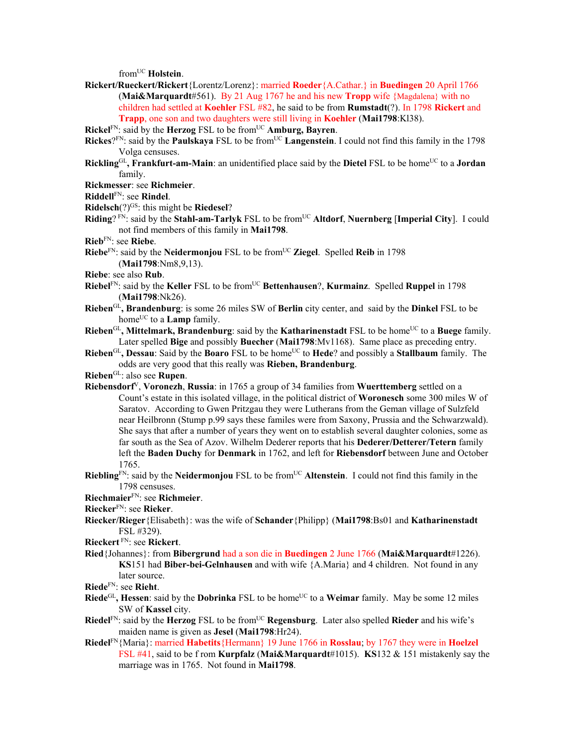from[UC] **Holstein**.

**Rickert/Rueckert/Rickert**{Lorentz/Lorenz}: married **Roeder**{A.Cathar.} in **Buedingen** 20 April 1766 (**Mai&Marquardt**#561). By 21 Aug 1767 he and his new **Tropp** wife {Magdalena} with no children had settled at **Koehler** FSL #82, he said to be from **Rumstadt**(?). In 1798 **Rickert** and **Trapp**, one son and two daughters were still living in **Koehler** (**Mai1798**:Kl38).

**Rickel**[FN]: said by the **Herzog** FSL to be from[UC] **Amburg, Bayren**.

**Rickes**?[FN]: said by the **Paulskaya** FSL to be from[UC] **Langenstein**. I could not find this family in the 1798 Volga censuses.

**Rickling**[GL]**, Frankfurt-am-Main**: an unidentified place said by the **Dietel** FSL to be home[UC] to a **Jordan** family.

**Rickmesser**: see **Richmeier**.

**Riddell**[FN]: see **Rindel**.

**Ridelsch**(?)[GS]: this might be **Riedesel**?

**Riding**? [FN]: said by the **Stahl-am-Tarlyk** FSL to be from[UC] **Altdorf**, **Nuernberg** [**Imperial City**]. I could not find members of this family in **Mai1798**.

**Rieb**[FN]: see **Riebe**.

**Riebe**[FN]: said by the **Neidermonjou** FSL to be from[UC] **Ziegel**. Spelled **Reib** in 1798 (**Mai1798**:Nm8,9,13).

**Riebe**: see also **Rub**.

**Riebel**[FN]: said by the **Keller** FSL to be from[UC] **Bettenhausen**?, **Kurmainz**. Spelled **Ruppel** in 1798 (**Mai1798**:Nk26).

**Rieben**[GL]**, Brandenburg**: is some 26 miles SW of **Berlin** city center, and said by the **Dinkel** FSL to be home[UC] to a **Lamp** family.

**Rieben**[GL]**, Mittelmark, Brandenburg**: said by the **Katharinenstadt** FSL to be home[UC] to a **Buege** family. Later spelled **Bige** and possibly **Buecher** (**Mai1798**:Mv1168). Same place as preceding entry.

**Rieben**[GL]**, Dessau**: Said by the **Boaro** FSL to be home[UC] to **Hede**? and possibly a **Stallbaum** family. The odds are very good that this really was **Rieben, Brandenburg**.

**Rieben**[GL]: also see **Rupen**.

**Riebensdorf**[V], **Voronezh**, **Russia**: in 1765 a group of 34 families from **Wuerttemberg** settled on a Count's estate in this isolated village, in the political district of **Woronesch** some 300 miles W of Saratov. According to Gwen Pritzgau they were Lutherans from the Geman village of Sulzfeld near Heilbronn (Stump p.99 says these familes were from Saxony, Prussia and the Schwarzwald). She says that after a number of years they went on to establish several daughter colonies, some as far south as the Sea of Azov. Wilhelm Dederer reports that his **Dederer/Detterer/Tetern** family left the **Baden Duchy** for **Denmark** in 1762, and left for **Riebensdorf** between June and October 1765.

**Riebling**[FN]: said by the **Neidermonjou** FSL to be from[UC] **Altenstein**. I could not find this family in the 1798 censuses.

**Riechmaier**[FN]: see **Richmeier**.

**Riecker**[FN]: see **Rieker**.

**Riecker/Rieger**{Elisabeth}: was the wife of **Schander**{Philipp} (**Mai1798**:Bs01 and **Katharinenstadt** FSL #329).

**Rieckert** [FN]: see **Rickert**.

**Ried**{Johannes}: from **Bibergrund** had a son die in **Buedingen** 2 June 1766 (**Mai&Marquardt**#1226). **KS**151 had **Biber-bei-Gelnhausen** and with wife {A.Maria} and 4 children. Not found in any later source.

**Riede**[FN]: see **Rieht**.

**Riede**[GL]**, Hessen**: said by the **Dobrinka** FSL to be home[UC] to a **Weimar** family. May be some 12 miles SW of **Kassel** city.

**Riedel**[FN]: said by the **Herzog** FSL to be from[UC] **Regensburg**. Later also spelled **Rieder** and his wife's maiden name is given as **Jesel** (**Mai1798**:Hr24).

**Riedel**[FN]{Maria}: married **Habetits**{Hermann} 19 June 1766 in **Rosslau**; by 1767 they were in **Hoelzel** FSL #41, said to be f rom **Kurpfalz** (**Mai&Marquardt**#1015). **KS**132 & 151 mistakenly say the marriage was in 1765. Not found in **Mai1798**.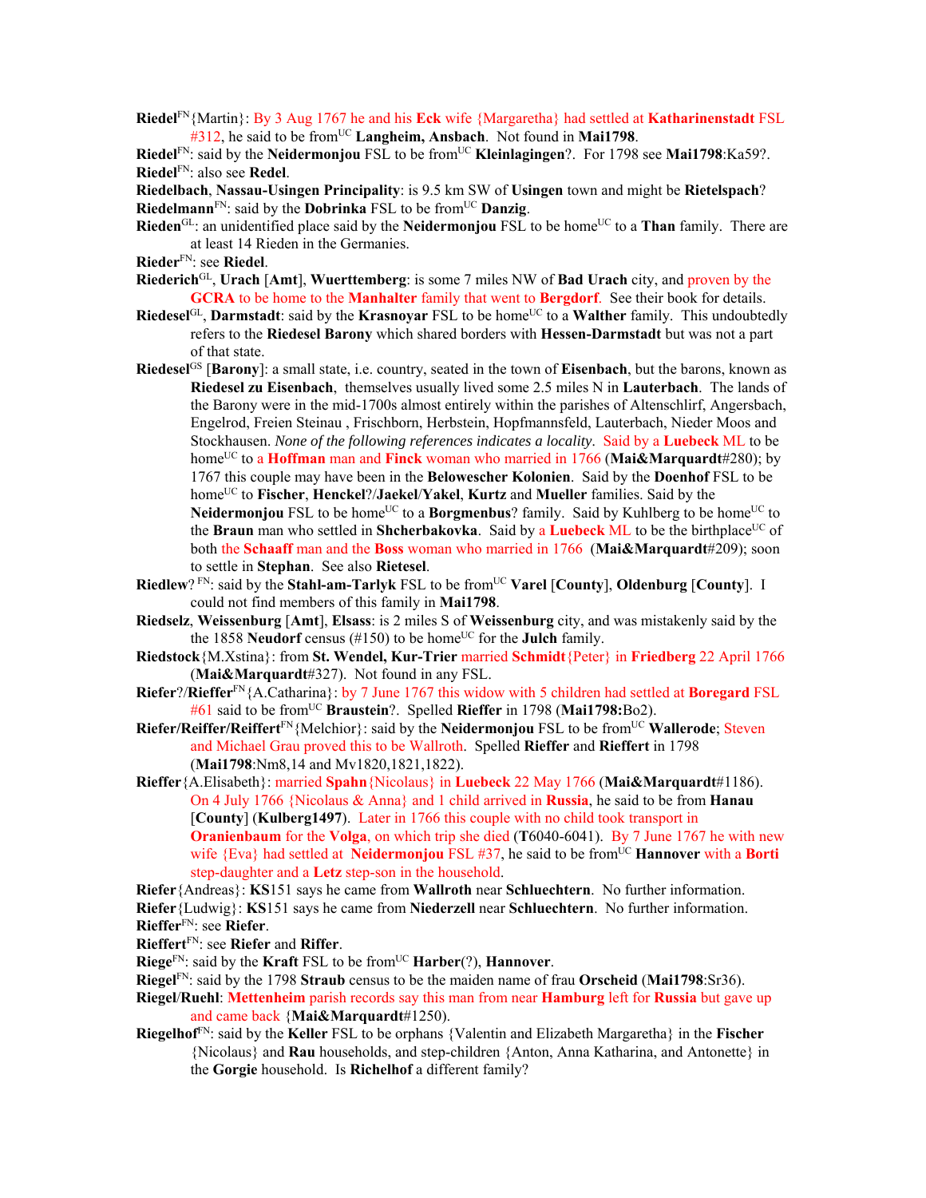**Riedel**[FN]{Martin}: By 3 Aug 1767 he and his **Eck** wife {Margaretha} had settled at **Katharinenstadt** FSL #312, he said to be from[UC] **Langheim, Ansbach**. Not found in **Mai1798**.

**Riedel**[FN]: said by the **Neidermonjou** FSL to be from[UC] **Kleinlagingen**?. For 1798 see **Mai1798**:Ka59?.

**Riedel**[FN]: also see **Redel**.

**Riedelbach**, **Nassau-Usingen Principality**: is 9.5 km SW of **Usingen** town and might be **Rietelspach**?

**Riedelmann**[FN]: said by the **Dobrinka** FSL to be from[UC] **Danzig**.

**Rieden**[GL]: an unidentified place said by the **Neidermonjou** FSL to be home[UC] to a **Than** family. There are at least 14 Rieden in the Germanies.

**Rieder**[FN]: see **Riedel**.

**Riederich**[GL], **Urach** [**Amt**], **Wuerttemberg**: is some 7 miles NW of **Bad Urach** city, and proven by the **GCRA** to be home to the **Manhalter** family that went to **Bergdorf**. See their book for details.

**Riedesel**[GL], **Darmstadt**: said by the **Krasnoyar** FSL to be home[UC] to a **Walther** family. This undoubtedly refers to the **Riedesel Barony** which shared borders with **Hessen-Darmstadt** but was not a part of that state.

**Riedesel**[GS] [**Barony**]: a small state, i.e. country, seated in the town of **Eisenbach**, but the barons, known as **Riedesel zu Eisenbach**, themselves usually lived some 2.5 miles N in **Lauterbach**. The lands of the Barony were in the mid-1700s almost entirely within the parishes of Altenschlirf, Angersbach, Engelrod, Freien Steinau , Frischborn, Herbstein, Hopfmannsfeld, Lauterbach, Nieder Moos and Stockhausen. *None of the following references indicates a locality*. Said by a **Luebeck** ML to be home[UC] to a **Hoffman** man and **Finck** woman who married in 1766 (**Mai&Marquardt**#280); by 1767 this couple may have been in the **Belowescher Kolonien**. Said by the **Doenhof** FSL to be home[UC] to **Fischer**, **Henckel**?/**Jaekel**/**Yakel**, **Kurtz** and **Mueller** families. Said by the **Neidermonjou** FSL to be home[UC] to a **Borgmenbus**? family. Said by Kuhlberg to be home[UC] to the **Braun** man who settled in **Shcherbakovka**. Said by a **Luebeck** ML to be the birthplace[UC] of both the **Schaaff** man and the **Boss** woman who married in 1766 (**Mai&Marquardt**#209); soon to settle in **Stephan**. See also **Rietesel**.

**Riedlew**? [FN]: said by the **Stahl-am-Tarlyk** FSL to be from[UC] **Varel** [**County**], **Oldenburg** [**County**]. I could not find members of this family in **Mai1798**.

**Riedselz**, **Weissenburg** [**Amt**], **Elsass**: is 2 miles S of **Weissenburg** city, and was mistakenly said by the the 1858 **Neudorf** census (#150) to be home[UC] for the **Julch** family.

**Riedstock**{M.Xstina}: from **St. Wendel, Kur-Trier** married **Schmidt**{Peter} in **Friedberg** 22 April 1766 (**Mai&Marquardt**#327). Not found in any FSL.

**Riefer**?/**Rieffer**[FN]{A.Catharina}: by 7 June 1767 this widow with 5 children had settled at **Boregard** FSL #61 said to be from[UC] **Braustein**?. Spelled **Rieffer** in 1798 (**Mai1798:**Bo2).

**Riefer/Reiffer/Reiffert**[FN]{Melchior}: said by the **Neidermonjou** FSL to be from[UC] **Wallerode**; Steven and Michael Grau proved this to be Wallroth. Spelled **Rieffer** and **Rieffert** in 1798 (**Mai1798**:Nm8,14 and Mv1820,1821,1822).

**Rieffer**{A.Elisabeth}: married **Spahn**{Nicolaus} in **Luebeck** 22 May 1766 (**Mai&Marquardt**#1186). On 4 July 1766 {Nicolaus & Anna} and 1 child arrived in **Russia**, he said to be from **Hanau** [**County**] (**Kulberg1497**). Later in 1766 this couple with no child took transport in **Oranienbaum** for the **Volga**, on which trip she died (**T**6040-6041). By 7 June 1767 he with new wife {Eva} had settled at **Neidermonjou** FSL #37, he said to be from[UC] **Hannover** with a **Borti** step-daughter and a **Letz** step-son in the household.

**Riefer**{Andreas}: **KS**151 says he came from **Wallroth** near **Schluechtern**. No further information.

**Riefer**{Ludwig}: **KS**151 says he came from **Niederzell** near **Schluechtern**. No further information.

**Rieffer**[FN]: see **Riefer**.

**Rieffert**[FN]: see **Riefer** and **Riffer**.

**Riege**[FN]: said by the **Kraft** FSL to be from[UC] **Harber**(?), **Hannover**.

**Riegel**[FN]: said by the 1798 **Straub** census to be the maiden name of frau **Orscheid** (**Mai1798**:Sr36).

**Riegel**/**Ruehl**: **Mettenheim** parish records say this man from near **Hamburg** left for **Russia** but gave up and came back {**Mai&Marquardt**#1250).

**Riegelhof**[FN]: said by the **Keller** FSL to be orphans {Valentin and Elizabeth Margaretha} in the **Fischer** {Nicolaus} and **Rau** households, and step-children {Anton, Anna Katharina, and Antonette} in the **Gorgie** household. Is **Richelhof** a different family?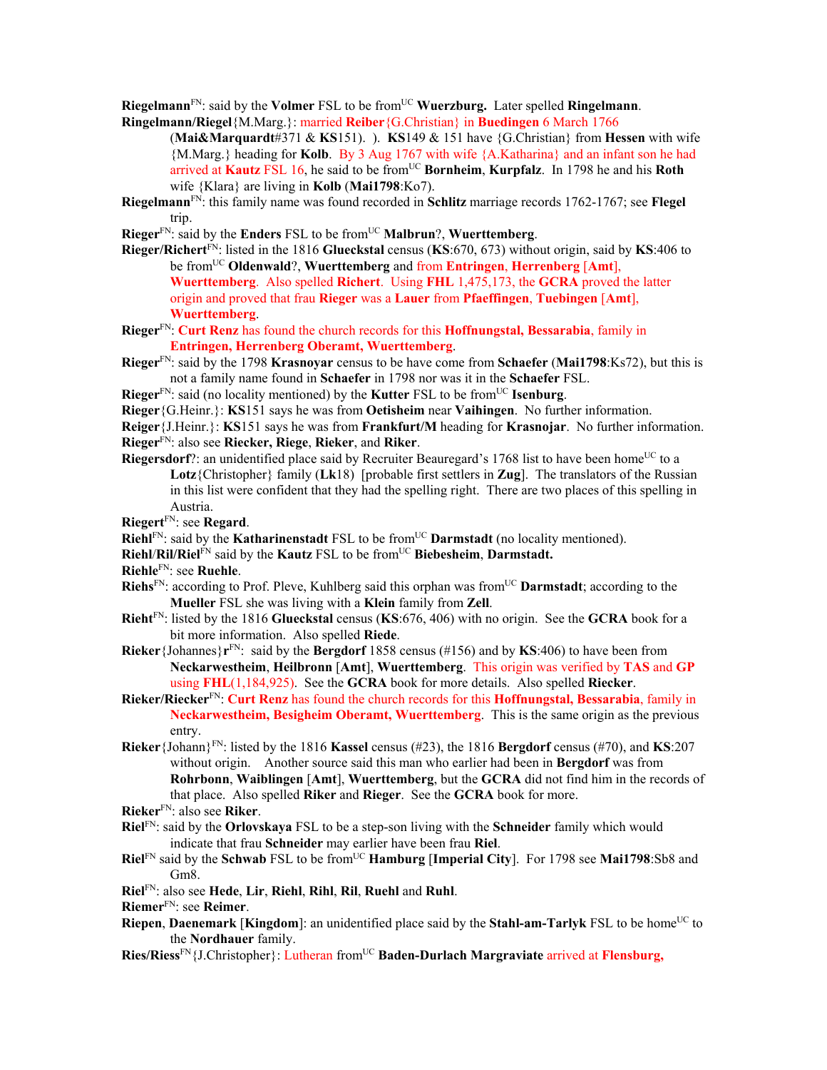**Riegelmann**[FN]: said by the **Volmer** FSL to be from[UC] **Wuerzburg.** Later spelled **Ringelmann**.

**Ringelmann/Riegel**{M.Marg.}: married **Reiber**{G.Christian} in **Buedingen** 6 March 1766 (**Mai&Marquardt**#371 & **KS**151). ). **KS**149 & 151 have {G.Christian} from **Hessen** with wife {M.Marg.} heading for **Kolb**. By 3 Aug 1767 with wife {A.Katharina} and an infant son he had arrived at **Kautz** FSL 16, he said to be from[UC] **Bornheim**, **Kurpfalz**. In 1798 he and his **Roth** wife {Klara} are living in **Kolb** (**Mai1798**:Ko7).

**Riegelmann**[FN]: this family name was found recorded in **Schlitz** marriage records 1762-1767; see **Flegel** trip.

**Rieger**[FN]: said by the **Enders** FSL to be from[UC] **Malbrun**?, **Wuerttemberg**.

**Rieger/Richert**[FN]: listed in the 1816 **Glueckstal** census (**KS**:670, 673) without origin, said by **KS**:406 to be from[UC] **Oldenwald**?, **Wuerttemberg** and from **Entringen**, **Herrenberg** [**Amt**], **Wuerttemberg**. Also spelled **Richert**. Using **FHL** 1,475,173, the **GCRA** proved the latter origin and proved that frau **Rieger** was a **Lauer** from **Pfaeffingen**, **Tuebingen** [**Amt**], **Wuerttemberg**.

**Rieger**[FN]: **Curt Renz** has found the church records for this **Hoffnungstal, Bessarabia**, family in **Entringen, Herrenberg Oberamt, Wuerttemberg**.

**Rieger**[FN]: said by the 1798 **Krasnoyar** census to be have come from **Schaefer** (**Mai1798**:Ks72), but this is not a family name found in **Schaefer** in 1798 nor was it in the **Schaefer** FSL.

**Rieger**[FN]: said (no locality mentioned) by the **Kutter** FSL to be from[UC] **Isenburg**.

**Rieger**{G.Heinr.}: **KS**151 says he was from **Oetisheim** near **Vaihingen**. No further information.

**Reiger**{J.Heinr.}: **KS**151 says he was from **Frankfurt/M** heading for **Krasnojar**. No further information.

**Rieger**[FN]: also see **Riecker, Riege**, **Rieker**, and **Riker**.

**Riegersdorf**?: an unidentified place said by Recruiter Beauregard's 1768 list to have been home[UC] to a **Lotz**{Christopher} family (**Lk**18) [probable first settlers in **Zug**]. The translators of the Russian in this list were confident that they had the spelling right. There are two places of this spelling in Austria.

**Riegert**[FN]: see **Regard**.

**Riehl**[FN]: said by the **Katharinenstadt** FSL to be from[UC] **Darmstadt** (no locality mentioned).

**Riehl**/**Ril**/**Riel**[FN] said by the **Kautz** FSL to be from[UC] **Biebesheim**, **Darmstadt.**

**Riehle**[FN]: see **Ruehle**.

**Riehs**[FN]: according to Prof. Pleve, Kuhlberg said this orphan was from[UC] **Darmstadt**; according to the **Mueller** FSL she was living with a **Klein** family from **Zell**.

**Rieht**[FN]: listed by the 1816 **Glueckstal** census (**KS**:676, 406) with no origin. See the **GCRA** book for a bit more information. Also spelled **Riede**.

**Rieker**{Johannes}**r**[FN]: said by the **Bergdorf** 1858 census (#156) and by **KS**:406) to have been from **Neckarwestheim**, **Heilbronn** [**Amt**], **Wuerttemberg**. This origin was verified by **TAS** and **GP** using **FHL**(1,184,925). See the **GCRA** book for more details. Also spelled **Riecker**.

**Rieker/Riecker**[FN]: **Curt Renz** has found the church records for this **Hoffnungstal, Bessarabia**, family in **Neckarwestheim, Besigheim Oberamt, Wuerttemberg**. This is the same origin as the previous entry.

**Rieker**{Johann}[FN]: listed by the 1816 **Kassel** census (#23), the 1816 **Bergdorf** census (#70), and **KS**:207 without origin. Another source said this man who earlier had been in **Bergdorf** was from **Rohrbonn**, **Waiblingen** [**Amt**], **Wuerttemberg**, but the **GCRA** did not find him in the records of that place. Also spelled **Riker** and **Rieger**. See the **GCRA** book for more.

**Rieker**[FN]: also see **Riker**.

**Riel**[FN]: said by the **Orlovskaya** FSL to be a step-son living with the **Schneider** family which would indicate that frau **Schneider** may earlier have been frau **Riel**.

**Riel**[FN] said by the **Schwab** FSL to be from[UC] **Hamburg** [**Imperial City**]. For 1798 see **Mai1798**:Sb8 and Gm8.

**Riel**[FN]: also see **Hede**, **Lir**, **Riehl**, **Rihl**, **Ril**, **Ruehl** and **Ruhl**.

**Riemer**[FN]: see **Reimer**.

**Riepen**, **Daenemark** [**Kingdom**]: an unidentified place said by the **Stahl-am-Tarlyk** FSL to be home[UC] to the **Nordhauer** family.

**Ries/Riess**[FN]{J.Christopher}: Lutheran from[UC] **Baden-Durlach Margraviate** arrived at **Flensburg,**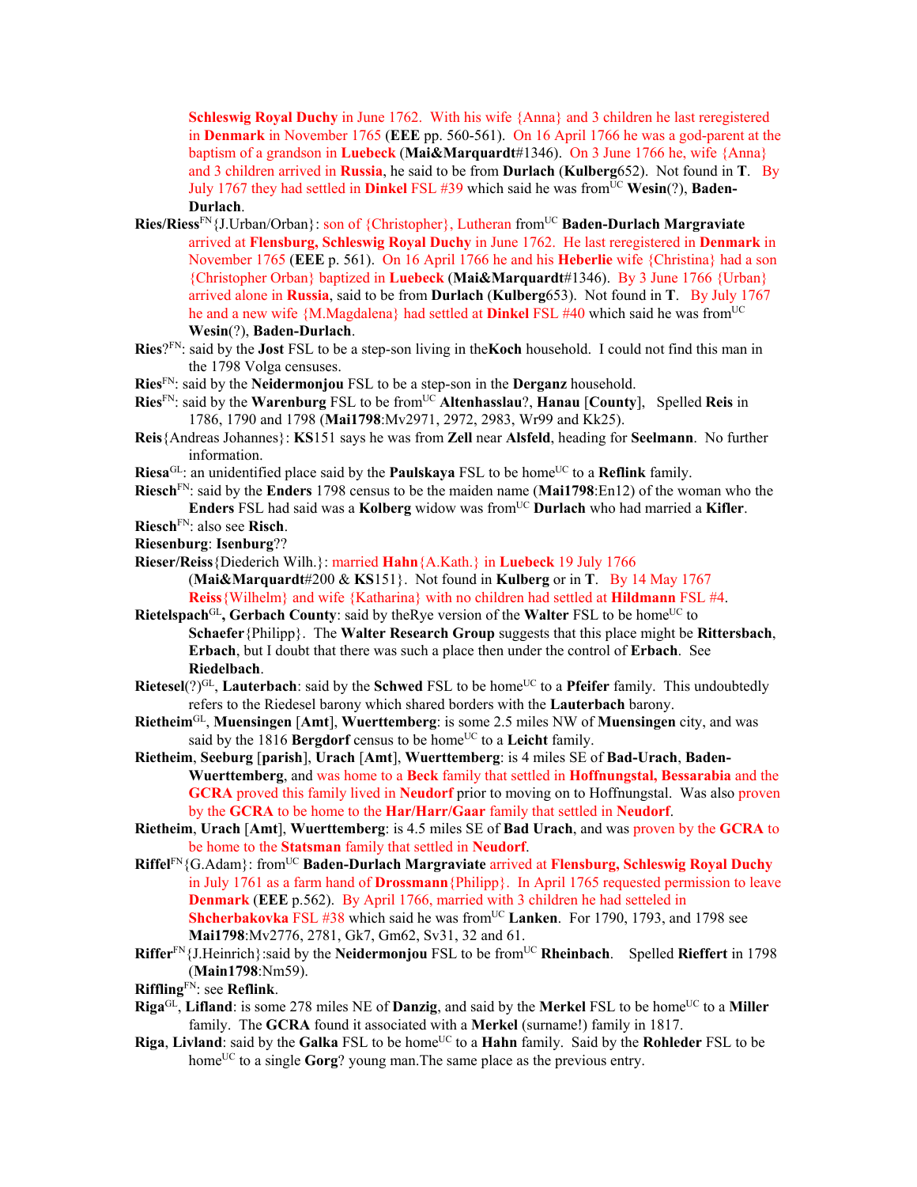**Schleswig Royal Duchy** in June 1762. With his wife {Anna} and 3 children he last reregistered in **Denmark** in November 1765 (**EEE** pp. 560-561). On 16 April 1766 he was a god-parent at the baptism of a grandson in **Luebeck** (**Mai&Marquardt**#1346). On 3 June 1766 he, wife {Anna} and 3 children arrived in **Russia**, he said to be from **Durlach** (**Kulberg**652). Not found in **T**. By July 1767 they had settled in **Dinkel** FSL #39 which said he was from[UC] **Wesin**(?), **Baden-Durlach**.

**Ries/Riess**[FN]{J.Urban/Orban}: son of {Christopher}, Lutheran from[UC] **Baden-Durlach Margraviate** arrived at **Flensburg, Schleswig Royal Duchy** in June 1762. He last reregistered in **Denmark** in November 1765 (**EEE** p. 561). On 16 April 1766 he and his **Heberlie** wife {Christina} had a son {Christopher Orban} baptized in **Luebeck** (**Mai&Marquardt**#1346). By 3 June 1766 {Urban} arrived alone in **Russia**, said to be from **Durlach** (**Kulberg**653). Not found in **T**. By July 1767 he and a new wife {M.Magdalena} had settled at **Dinkel** FSL #40 which said he was from[UC] **Wesin**(?), **Baden-Durlach**.

**Ries**?[FN]: said by the **Jost** FSL to be a step-son living in the**Koch** household. I could not find this man in the 1798 Volga censuses.

**Ries**[FN]: said by the **Neidermonjou** FSL to be a step-son in the **Derganz** household.

**Ries**[FN]: said by the **Warenburg** FSL to be from[UC] **Altenhasslau**?, **Hanau** [**County**], Spelled **Reis** in 1786, 1790 and 1798 (**Mai1798**:Mv2971, 2972, 2983, Wr99 and Kk25).

**Reis**{Andreas Johannes}: **KS**151 says he was from **Zell** near **Alsfeld**, heading for **Seelmann**. No further information.

**Riesa**[GL]: an unidentified place said by the **Paulskaya** FSL to be home[UC] to a **Reflink** family.

**Riesch**[FN]: said by the **Enders** 1798 census to be the maiden name (**Mai1798**:En12) of the woman who the **Enders** FSL had said was a **Kolberg** widow was from[UC] **Durlach** who had married a **Kifler**.

**Riesch**[FN]: also see **Risch**.

**Riesenburg**: **Isenburg**??

**Rieser/Reiss**{Diederich Wilh.}: married **Hahn**{A.Kath.} in **Luebeck** 19 July 1766 (**Mai&Marquardt**#200 & **KS**151}. Not found in **Kulberg** or in **T**. By 14 May 1767 **Reiss**{Wilhelm} and wife {Katharina} with no children had settled at **Hildmann** FSL #4.

**Rietelspach**[GL]**, Gerbach County**: said by theRye version of the **Walter** FSL to be home[UC] to **Schaefer**{Philipp}. The **Walter Research Group** suggests that this place might be **Rittersbach**, **Erbach**, but I doubt that there was such a place then under the control of **Erbach**. See **Riedelbach**.

**Rietesel**(?)[GL], **Lauterbach**: said by the **Schwed** FSL to be home[UC] to a **Pfeifer** family. This undoubtedly refers to the Riedesel barony which shared borders with the **Lauterbach** barony.

**Rietheim**[GL], **Muensingen** [**Amt**], **Wuerttemberg**: is some 2.5 miles NW of **Muensingen** city, and was said by the 1816 **Bergdorf** census to be home[UC] to a **Leicht** family.

**Rietheim**, **Seeburg** [**parish**], **Urach** [**Amt**], **Wuerttemberg**: is 4 miles SE of **Bad-Urach**, **Baden-Wuerttemberg**, and was home to a **Beck** family that settled in **Hoffnungstal, Bessarabia** and the **GCRA** proved this family lived in **Neudorf** prior to moving on to Hoffnungstal. Was also proven by the **GCRA** to be home to the **Har/Harr/Gaar** family that settled in **Neudorf**.

**Rietheim**, **Urach** [**Amt**], **Wuerttemberg**: is 4.5 miles SE of **Bad Urach**, and was proven by the **GCRA** to be home to the **Statsman** family that settled in **Neudorf**.

**Riffel**[FN]{G.Adam}: from[UC] **Baden-Durlach Margraviate** arrived at **Flensburg, Schleswig Royal Duchy** in July 1761 as a farm hand of **Drossmann**{Philipp}. In April 1765 requested permission to leave **Denmark** (**EEE** p.562). By April 1766, married with 3 children he had setteled in **Shcherbakovka** FSL #38 which said he was from[UC] **Lanken**. For 1790, 1793, and 1798 see **Mai1798**:Mv2776, 2781, Gk7, Gm62, Sv31, 32 and 61.

**Riffer**[FN]{J.Heinrich}:said by the **Neidermonjou** FSL to be from[UC] **Rheinbach**. Spelled **Rieffert** in 1798 (**Main1798**:Nm59).

**Riffling**[FN]: see **Reflink**.

**Riga**[GL], **Lifland**: is some 278 miles NE of **Danzig**, and said by the **Merkel** FSL to be home[UC] to a **Miller** family. The **GCRA** found it associated with a **Merkel** (surname!) family in 1817.

**Riga**, **Livland**: said by the **Galka** FSL to be home[UC] to a **Hahn** family. Said by the **Rohleder** FSL to be home[UC] to a single **Gorg**? young man.The same place as the previous entry.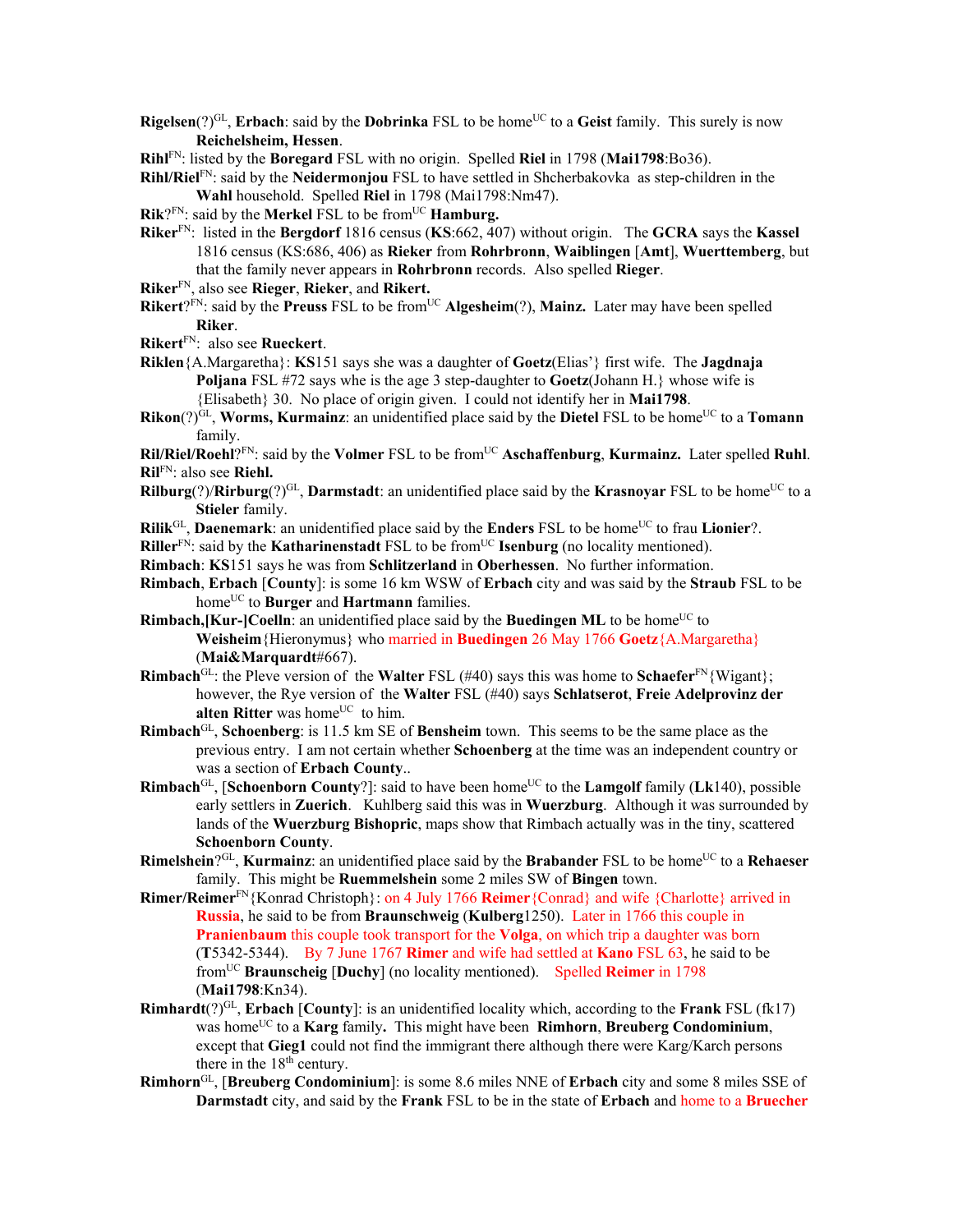**Rigelsen**(?)[GL], **Erbach**: said by the **Dobrinka** FSL to be home[UC] to a **Geist** family. This surely is now **Reichelsheim, Hessen**.

**Rihl**[FN]: listed by the **Boregard** FSL with no origin. Spelled **Riel** in 1798 (**Mai1798**:Bo36).

**Rihl/Riel**[FN]: said by the **Neidermonjou** FSL to have settled in Shcherbakovka as step-children in the **Wahl** household. Spelled **Riel** in 1798 (Mai1798:Nm47).

**Rik**?[FN]: said by the **Merkel** FSL to be from[UC] **Hamburg.**

**Riker**[FN]: listed in the **Bergdorf** 1816 census (**KS**:662, 407) without origin. The **GCRA** says the **Kassel** 1816 census (KS:686, 406) as **Rieker** from **Rohrbronn**, **Waiblingen** [**Amt**], **Wuerttemberg**, but that the family never appears in **Rohrbronn** records. Also spelled **Rieger**.

**Riker**[FN], also see **Rieger**, **Rieker**, and **Rikert.**

**Rikert**?[FN]: said by the **Preuss** FSL to be from[UC] **Algesheim**(?), **Mainz.** Later may have been spelled **Riker**.

**Rikert**[FN]: also see **Rueckert**.

**Riklen**{A.Margaretha}: **KS**151 says she was a daughter of **Goetz**(Elias'} first wife. The **Jagdnaja Poljana** FSL #72 says whe is the age 3 step-daughter to **Goetz**(Johann H.} whose wife is {Elisabeth} 30. No place of origin given. I could not identify her in **Mai1798**.

**Rikon**(?)[GL], **Worms, Kurmainz**: an unidentified place said by the **Dietel** FSL to be home[UC] to a **Tomann** family.

**Ril/Riel/Roehl**?[FN]: said by the **Volmer** FSL to be from[UC] **Aschaffenburg**, **Kurmainz.** Later spelled **Ruhl**.

**Ril**[FN]: also see **Riehl.**

**Rilburg**(?)/**Rirburg**(?)[GL], **Darmstadt**: an unidentified place said by the **Krasnoyar** FSL to be home[UC] to a **Stieler** family.

**Rilik**[GL], **Daenemark**: an unidentified place said by the **Enders** FSL to be home[UC] to frau **Lionier**?.

**Riller**[FN]: said by the **Katharinenstadt** FSL to be from[UC] **Isenburg** (no locality mentioned).

**Rimbach**: **KS**151 says he was from **Schlitzerland** in **Oberhessen**. No further information.

**Rimbach**, **Erbach** [**County**]: is some 16 km WSW of **Erbach** city and was said by the **Straub** FSL to be home[UC] to **Burger** and **Hartmann** families.

**Rimbach,[Kur-]Coelln**: an unidentified place said by the **Buedingen ML** to be home[UC] to **Weisheim**{Hieronymus} who married in **Buedingen** 26 May 1766 **Goetz**{A.Margaretha} (**Mai&Marquardt**#667).

**Rimbach**[GL]: the Pleve version of the **Walter** FSL (#40) says this was home to **Schaefer**[FN]{Wigant}; however, the Rye version of the **Walter** FSL (#40) says **Schlatserot**, **Freie Adelprovinz der alten Ritter** was home[UC] to him.

**Rimbach**[GL], **Schoenberg**: is 11.5 km SE of **Bensheim** town. This seems to be the same place as the previous entry. I am not certain whether **Schoenberg** at the time was an independent country or was a section of **Erbach County**..

**Rimbach**[GL], [**Schoenborn County**?]: said to have been home[UC] to the **Lamgolf** family (**Lk**140), possible early settlers in **Zuerich**. Kuhlberg said this was in **Wuerzburg**. Although it was surrounded by lands of the **Wuerzburg Bishopric**, maps show that Rimbach actually was in the tiny, scattered **Schoenborn County**.

**Rimelshein**?[GL], **Kurmainz**: an unidentified place said by the **Brabander** FSL to be home[UC] to a **Rehaeser** family. This might be **Ruemmelshein** some 2 miles SW of **Bingen** town.

**Rimer/Reimer**[FN]{Konrad Christoph}: on 4 July 1766 **Reimer**{Conrad} and wife {Charlotte} arrived in **Russia**, he said to be from **Braunschweig** (**Kulberg**1250). Later in 1766 this couple in **Pranienbaum** this couple took transport for the **Volga**, on which trip a daughter was born (**T**5342-5344). By 7 June 1767 **Rimer** and wife had settled at **Kano** FSL 63, he said to be from[UC] **Braunscheig** [**Duchy**] (no locality mentioned). Spelled **Reimer** in 1798 (**Mai1798**:Kn34).

**Rimhardt**(?)[GL], **Erbach** [**County**]: is an unidentified locality which, according to the **Frank** FSL (fk17) was home[UC] to a **Karg** family**.** This might have been **Rimhorn**, **Breuberg Condominium**, except that **Gieg1** could not find the immigrant there although there were Karg/Karch persons there in the 18[th] century.

**Rimhorn**[GL], [**Breuberg Condominium**]: is some 8.6 miles NNE of **Erbach** city and some 8 miles SSE of **Darmstadt** city, and said by the **Frank** FSL to be in the state of **Erbach** and home to a **Bruecher**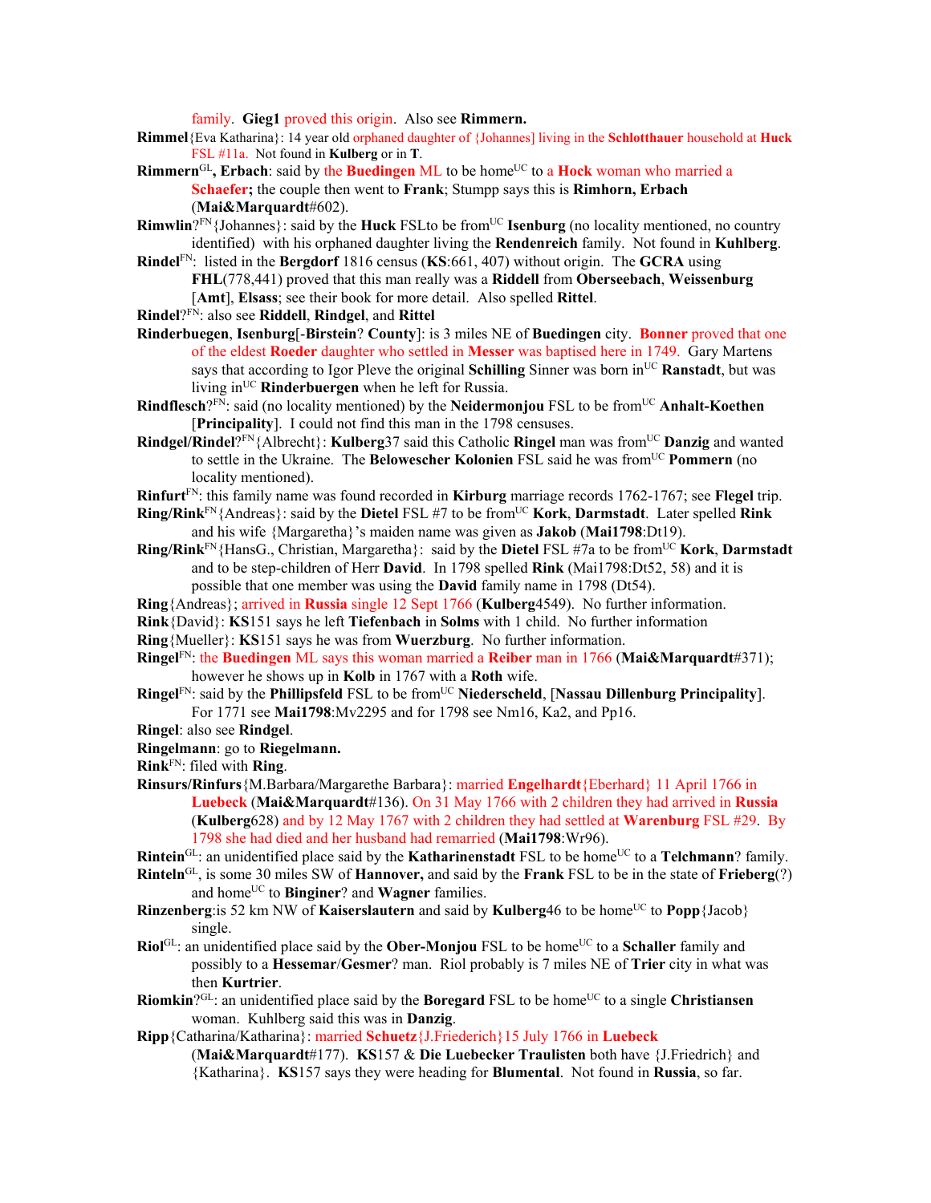family. **Gieg1** proved this origin. Also see **Rimmern.**

**Rimmel**{Eva Katharina}: 14 year old orphaned daughter of {Johannes] living in the **Schlotthauer** household at **Huck** FSL #11a. Not found in **Kulberg** or in **T**.

**Rimmern**[GL]**, Erbach**: said by the **Buedingen** ML to be home[UC] to a **Hock** woman who married a **Schaefer;** the couple then went to **Frank**; Stumpp says this is **Rimhorn, Erbach** (**Mai&Marquardt**#602).

**Rimwlin**?[FN]{Johannes}: said by the **Huck** FSLto be from[UC] **Isenburg** (no locality mentioned, no country identified) with his orphaned daughter living the **Rendenreich** family. Not found in **Kuhlberg**.

**Rindel**[FN]: listed in the **Bergdorf** 1816 census (**KS**:661, 407) without origin. The **GCRA** using **FHL**(778,441) proved that this man really was a **Riddell** from **Oberseebach**, **Weissenburg** [**Amt**], **Elsass**; see their book for more detail. Also spelled **Rittel**.

**Rindel**?[FN]: also see **Riddell**, **Rindgel**, and **Rittel**

**Rinderbuegen**, **Isenburg**[-**Birstein**? **County**]: is 3 miles NE of **Buedingen** city. **Bonner** proved that one of the eldest **Roeder** daughter who settled in **Messer** was baptised here in 1749. Gary Martens says that according to Igor Pleve the original **Schilling** Sinner was born in[UC] **Ranstadt**, but was living in[UC] **Rinderbuergen** when he left for Russia.

**Rindflesch**?[FN]: said (no locality mentioned) by the **Neidermonjou** FSL to be from[UC] **Anhalt-Koethen** [**Principality**]. I could not find this man in the 1798 censuses.

**Rindgel/Rindel**?[FN]{Albrecht}: **Kulberg**37 said this Catholic **Ringel** man was from[UC] **Danzig** and wanted to settle in the Ukraine. The **Belowescher Kolonien** FSL said he was from[UC] **Pommern** (no locality mentioned).

**Rinfurt**[FN]: this family name was found recorded in **Kirburg** marriage records 1762-1767; see **Flegel** trip.

**Ring/Rink**[FN]{Andreas}: said by the **Dietel** FSL #7 to be from[UC] **Kork**, **Darmstadt**. Later spelled **Rink** and his wife {Margaretha}'s maiden name was given as **Jakob** (**Mai1798**:Dt19).

**Ring/Rink**[FN]{HansG., Christian, Margaretha}: said by the **Dietel** FSL #7a to be from[UC] **Kork**, **Darmstadt** and to be step-children of Herr **David**. In 1798 spelled **Rink** (Mai1798:Dt52, 58) and it is possible that one member was using the **David** family name in 1798 (Dt54).

**Ring**{Andreas}; arrived in **Russia** single 12 Sept 1766 (**Kulberg**4549). No further information.

**Rink**{David}: **KS**151 says he left **Tiefenbach** in **Solms** with 1 child. No further information

**Ring**{Mueller}: **KS**151 says he was from **Wuerzburg**. No further information.

**Ringel**[FN]: the **Buedingen** ML says this woman married a **Reiber** man in 1766 (**Mai&Marquardt**#371); however he shows up in **Kolb** in 1767 with a **Roth** wife.

**Ringel**[FN]: said by the **Phillipsfeld** FSL to be from[UC] **Niederscheld**, [**Nassau Dillenburg Principality**]. For 1771 see **Mai1798**:Mv2295 and for 1798 see Nm16, Ka2, and Pp16.

**Ringel**: also see **Rindgel**.

**Ringelmann**: go to **Riegelmann.**

**Rink**[FN]: filed with **Ring**.

**Rinsurs/Rinfurs**{M.Barbara/Margarethe Barbara}: married **Engelhardt**{Eberhard} 11 April 1766 in **Luebeck** (**Mai&Marquardt**#136). On 31 May 1766 with 2 children they had arrived in **Russia** (**Kulberg**628) and by 12 May 1767 with 2 children they had settled at **Warenburg** FSL #29. By 1798 she had died and her husband had remarried (**Mai1798**:Wr96).

**Rintein**[GL]: an unidentified place said by the **Katharinenstadt** FSL to be home[UC] to a **Telchmann**? family.

**Rinteln**[GL], is some 30 miles SW of **Hannover,** and said by the **Frank** FSL to be in the state of **Frieberg**(?) and home[UC] to **Binginer**? and **Wagner** families.

**Rinzenberg**:is 52 km NW of **Kaiserslautern** and said by **Kulberg**46 to be home[UC] to **Popp**{Jacob} single.

**Riol**[GL]: an unidentified place said by the **Ober-Monjou** FSL to be home[UC] to a **Schaller** family and possibly to a **Hessemar**/**Gesmer**? man. Riol probably is 7 miles NE of **Trier** city in what was then **Kurtrier**.

**Riomkin**?[GL]: an unidentified place said by the **Boregard** FSL to be home[UC] to a single **Christiansen** woman. Kuhlberg said this was in **Danzig**.

**Ripp**{Catharina/Katharina}: married **Schuetz**{J.Friederich}15 July 1766 in **Luebeck** (**Mai&Marquardt**#177). **KS**157 & **Die Luebecker Traulisten** both have {J.Friedrich} and {Katharina}. **KS**157 says they were heading for **Blumental**. Not found in **Russia**, so far.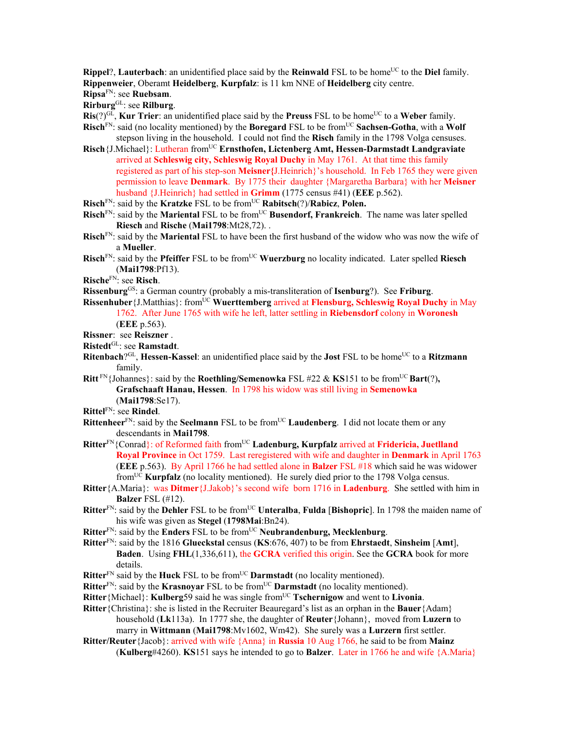**Rippel**?, **Lauterbach**: an unidentified place said by the **Reinwald** FSL to be home[UC] to the **Diel** family.

**Rippenweier**, Oberamt **Heidelberg**, **Kurpfalz**: is 11 km NNE of **Heidelberg** city centre.

**Ripsa**[FN]: see **Ruebsam**.

**Rirburg**[GL]: see **Rilburg**.

**Ris**(?)[GL], **Kur Trier**: an unidentified place said by the **Preuss** FSL to be home[UC] to a **Weber** family.

**Risch**[FN]: said (no locality mentioned) by the **Boregard** FSL to be from[UC] **Sachsen-Gotha**, with a **Wolf** stepson living in the household. I could not find the **Risch** family in the 1798 Volga censuses.

**Risch**{J.Michael}: Lutheran from[UC] **Ernsthofen, Lictenberg Amt, Hessen-Darmstadt Landgraviate** arrived at **Schleswig city, Schleswig Royal Duchy** in May 1761. At that time this family registered as part of his step-son **Meisner{**J.Heinrich}'s household. In Feb 1765 they were given permission to leave **Denmark**. By 1775 their daughter {Margaretha Barbara} with her **Meisner** husband {J.Heinrich} had settled in **Grimm** (1775 census #41) (**EEE** p.562).

**Risch**[FN]: said by the **Kratzke** FSL to be from[UC] **Rabitsch**(?)/**Rabicz**, **Polen.**

**Risch**[FN]: said by the **Mariental** FSL to be from[UC] **Busendorf, Frankreich**. The name was later spelled **Riesch** and **Rische** (**Mai1798**:Mt28,72). .

**Risch**[FN]: said by the **Mariental** FSL to have been the first husband of the widow who was now the wife of a **Mueller**.

**Risch**[FN]: said by the **Pfeiffer** FSL to be from[UC] **Wuerzburg** no locality indicated. Later spelled **Riesch** (**Mai1798**:Pf13).

**Rische**[FN]: see **Risch**.

**Rissenburg**[GS]: a German country (probably a mis-transliteration of **Isenburg**?). See **Friburg**.

**Rissenhuber**{J.Matthias}: from[UC] **Wuerttemberg** arrived at **Flensburg, Schleswig Royal Duchy** in May 1762. After June 1765 with wife he left, latter settling in **Riebensdorf** colony in **Woronesh** (**EEE** p.563).

**Rissner**: see **Reiszner** .

**Ristedt**[GL]: see **Ramstadt**.

**Ritenbach**?[GL], **Hessen-Kassel**: an unidentified place said by the **Jost** FSL to be home[UC] to a **Ritzmann** family.

**Ritt** [FN]{Johannes}: said by the **Roethling/Semenowka** FSL #22 & **KS**151 to be from[UC] **Bart**(?)**, Grafschaaft Hanau, Hessen**. In 1798 his widow was still living in **Semenowka** (**Mai1798**:Se17).

**Rittel**[FN]: see **Rindel**.

**Rittenheer**[FN]: said by the **Seelmann** FSL to be from[UC] **Laudenberg**. I did not locate them or any descendants in **Mai1798**.

**Ritter**[FN]{Conrad}: of Reformed faith from[UC] **Ladenburg, Kurpfalz** arrived at **Fridericia, Juetlland Royal Province** in Oct 1759. Last reregistered with wife and daughter in **Denmark** in April 1763 (**EEE** p.563). By April 1766 he had settled alone in **Balzer** FSL #18 which said he was widower from[UC] **Kurpfalz** (no locality mentioned). He surely died prior to the 1798 Volga census.

**Ritter**{A.Maria}: was **Ditmer**{J.Jakob}'s second wife born 1716 in **Ladenburg**. She settled with him in **Balzer** FSL (#12).

**Ritter**[FN]: said by the **Dehler** FSL to be from[UC] **Unteralba**, **Fulda** [**Bishopric**]. In 1798 the maiden name of his wife was given as **Stegel** (**1798Mai**:Bn24).

**Ritter**[FN]: said by the **Enders** FSL to be from[UC] **Neubrandenburg, Mecklenburg**.

**Ritter**[FN]: said by the 1816 **Glueckstal** census (**KS**:676, 407) to be from **Ehrstaedt**, **Sinsheim** [**Amt**], **Baden**. Using **FHL**(1,336,611), the **GCRA** verified this origin. See the **GCRA** book for more details.

**Ritter**[FN] said by the **Huck** FSL to be from[UC] **Darmstadt** (no locality mentioned).

**Ritter**[FN]: said by the **Krasnoyar** FSL to be from[UC] **Darmstadt** (no locality mentioned).

**Ritter**{Michael}: **Kulberg**59 said he was single from[UC] **Tschernigow** and went to **Livonia**.

**Ritter**{Christina}: she is listed in the Recruiter Beauregard's list as an orphan in the **Bauer**{Adam} household (**Lk**113a). In 1777 she, the daughter of **Reuter**{Johann}, moved from **Luzern** to marry in **Wittmann** (**Mai1798**:Mv1602, Wm42). She surely was a **Lurzern** first settler.

**Ritter/Reuter**{Jacob}: arrived with wife {Anna} in **Russia** 10 Aug 1766, he said to be from **Mainz** (**Kulberg**#4260). **KS**151 says he intended to go to **Balzer**. Later in 1766 he and wife {A.Maria}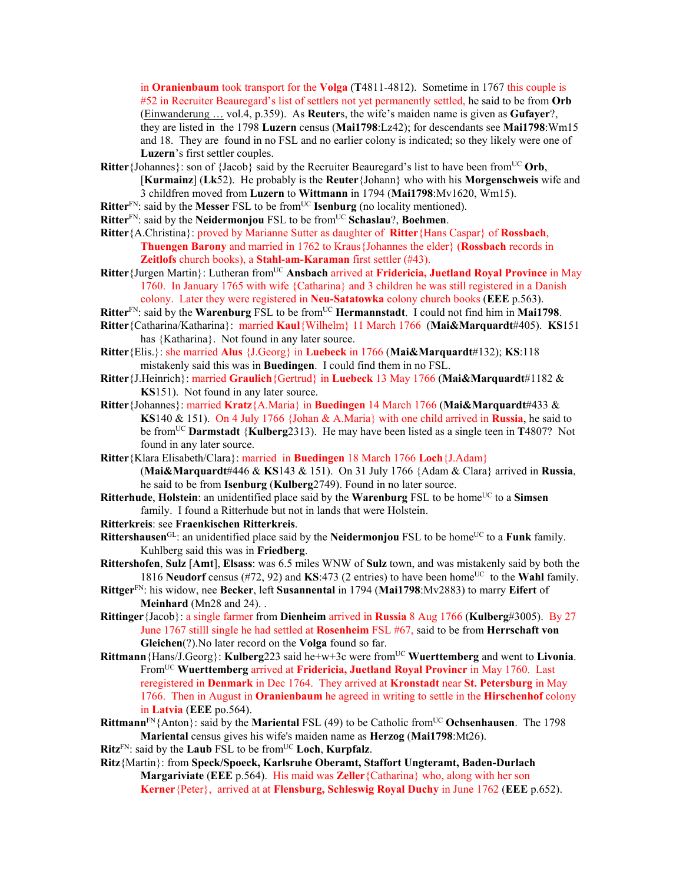in **Oranienbaum** took transport for the **Volga** (**T**4811-4812). Sometime in 1767 this couple is #52 in Recruiter Beauregard's list of settlers not yet permanently settled, he said to be from **Orb** (Einwanderung … vol.4, p.359). As **Reuter**s, the wife's maiden name is given as **Gufayer**?, they are listed in the 1798 **Luzern** census (**Mai1798**:Lz42); for descendants see **Mai1798**:Wm15 and 18. They are found in no FSL and no earlier colony is indicated; so they likely were one of **Luzern**'s first settler couples.

**Ritter**{Johannes}: son of {Jacob} said by the Recruiter Beauregard's list to have been from[UC] **Orb**, [**Kurmainz**] (**Lk**52). He probably is the **Reuter**{Johann} who with his **Morgenschweis** wife and 3 childfren moved from **Luzern** to **Wittmann** in 1794 (**Mai1798**:Mv1620, Wm15).

**Ritter**[FN]: said by the **Messer** FSL to be from[UC] **Isenburg** (no locality mentioned).

**Ritter**[FN]: said by the **Neidermonjou** FSL to be from[UC] **Schaslau**?, **Boehmen**.

**Ritter**{A.Christina}: proved by Marianne Sutter as daughter of **Ritter**{Hans Caspar} of **Rossbach**, **Thuengen Barony** and married in 1762 to Kraus{Johannes the elder} (**Rossbach** records in **Zeitlofs** church books), a **Stahl-am-Karaman** first settler (#43).

**Ritter**{Jurgen Martin}: Lutheran from[UC] **Ansbach** arrived at **Fridericia, Juetland Royal Province** in May 1760. In January 1765 with wife {Catharina} and 3 children he was still registered in a Danish colony. Later they were registered in **Neu-Satatowka** colony church books (**EEE** p.563).

**Ritter**[FN]: said by the **Warenburg** FSL to be from[UC] **Hermannstadt**. I could not find him in **Mai1798**.

**Ritter**{Catharina/Katharina}: married **Kaul**{Wilhelm} 11 March 1766 (**Mai&Marquardt**#405). **KS**151 has {Katharina}. Not found in any later source.

**Ritter**{Elis.}: she married **Alus** {J.Georg} in **Luebeck** in 1766 (**Mai&Marquardt**#132); **KS**:118 mistakenly said this was in **Buedingen**. I could find them in no FSL.

**Ritter**{J.Heinrich}: married **Graulich**{Gertrud} in **Luebeck** 13 May 1766 (**Mai&Marquardt**#1182 & **KS**151). Not found in any later source.

**Ritter**{Johannes}: married **Kratz**{A.Maria} in **Buedingen** 14 March 1766 (**Mai&Marquardt**#433 & **KS**140 & 151). On 4 July 1766 {Johan & A.Maria} with one child arrived in **Russia**, he said to be from[UC] **Darmstadt** {**Kulberg**2313). He may have been listed as a single teen in **T**4807? Not found in any later source.

**Ritter**{Klara Elisabeth/Clara}: married in **Buedingen** 18 March 1766 **Loch**{J.Adam} (**Mai&Marquardt**#446 & **KS**143 & 151). On 31 July 1766 {Adam & Clara} arrived in **Russia**, he said to be from **Isenburg** (**Kulberg**2749). Found in no later source.

**Ritterhude**, **Holstein**: an unidentified place said by the **Warenburg** FSL to be home[UC] to a **Simsen** family. I found a Ritterhude but not in lands that were Holstein.

**Ritterkreis**: see **Fraenkischen Ritterkreis**.

**Rittershausen**[GL]: an unidentified place said by the **Neidermonjou** FSL to be home[UC] to a **Funk** family. Kuhlberg said this was in **Friedberg**.

**Rittershofen**, **Sulz** [**Amt**], **Elsass**: was 6.5 miles WNW of **Sulz** town, and was mistakenly said by both the 1816 **Neudorf** census (#72, 92) and **KS**:473 (2 entries) to have been home[UC] to the **Wahl** family.

**Rittger**[FN]: his widow, nee **Becker**, left **Susannental** in 1794 (**Mai1798**:Mv2883) to marry **Eifert** of **Meinhard** (Mn28 and 24). .

**Rittinger**{Jacob}: a single farmer from **Dienheim** arrived in **Russia** 8 Aug 1766 (**Kulberg**#3005). By 27 June 1767 stilll single he had settled at **Rosenheim** FSL #67, said to be from **Herrschaft von Gleichen**(?).No later record on the **Volga** found so far.

**Rittmann**{Hans/J.Georg}: **Kulberg**223 said he+w+3c were from[UC] **Wuerttemberg** and went to **Livonia**. From[UC] **Wuerttemberg** arrived at **Fridericia, Juetland Royal Provincr** in May 1760. Last reregistered in **Denmark** in Dec 1764. They arrived at **Kronstadt** near **St. Petersburg** in May 1766. Then in **Oranienbaum** he agreed in writing to settle in the **Hirschenhof** colony in **Latvia** (**EEE** po.564).

**Rittmann**[FN]{Anton}: said by the **Mariental** FSL (49) to be Catholic from[UC] **Ochsenhausen**. The 1798 **Mariental** census gives his wife's maiden name as **Herzog** (**Mai1798**:Mt26).

**Ritz**[FN]: said by the **Laub** FSL to be from[UC] **Loch**, **Kurpfalz**.

**Ritz**{Martin}: from **Speck/Spoeck, Karlsruhe Oberamt, Staffort Ungteramt, Baden-Durlach Margariviate** (**EEE** p.564). His maid was **Zeller**{Catharina} who, along with her son **Kerner**{Peter}, arrived at at **Flensburg, Schleswig Royal Duchy** in June 1762 (**EEE** p.652).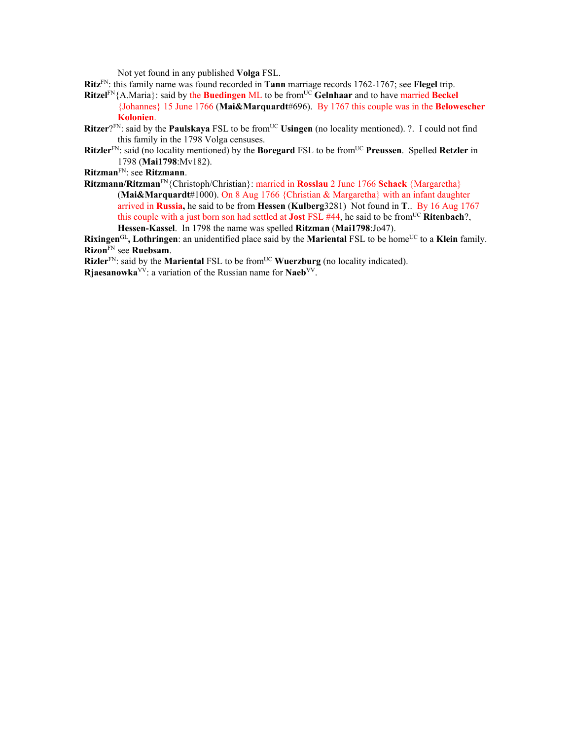Not yet found in any published **Volga** FSL.

**Ritz**[FN]: this family name was found recorded in **Tann** marriage records 1762-1767; see **Flegel** trip.

**Ritzel**[FN]{A.Maria}: said by the **Buedingen** ML to be from[UC] **Gelnhaar** and to have married **Beckel** {Johannes} 15 June 1766 (**Mai&Marquardt**#696). By 1767 this couple was in the **Belowescher Kolonien**.

**Ritzer**?[FN]: said by the **Paulskaya** FSL to be from[UC] **Usingen** (no locality mentioned). ?. I could not find this family in the 1798 Volga censuses.

**Ritzler**[FN]: said (no locality mentioned) by the **Boregard** FSL to be from[UC] **Preussen**. Spelled **Retzler** in 1798 (**Mai1798**:Mv182).

**Ritzman**[FN]: see **Ritzmann**.

**Ritzmann/Ritzman**[FN]{Christoph/Christian}: married in **Rosslau** 2 June 1766 **Schack** {Margaretha} (**Mai&Marquardt**#1000). On 8 Aug 1766 {Christian & Margaretha} with an infant daughter arrived in **Russia,** he said to be from **Hessen** (**Kulberg**3281) Not found in **T**.. By 16 Aug 1767 this couple with a just born son had settled at **Jost** FSL #44, he said to be from[UC] **Ritenbach**?, **Hessen-Kassel**. In 1798 the name was spelled **Ritzman** (**Mai1798**:Jo47).

**Rixingen**[GL]**, Lothringen**: an unidentified place said by the **Mariental** FSL to be home[UC] to a **Klein** family.

**Rizon**[FN] see **Ruebsam**.

**Rizler**[FN]: said by the **Mariental** FSL to be from[UC] **Wuerzburg** (no locality indicated).

**Rjaesanowka**[VV]: a variation of the Russian name for **Naeb**[VV].